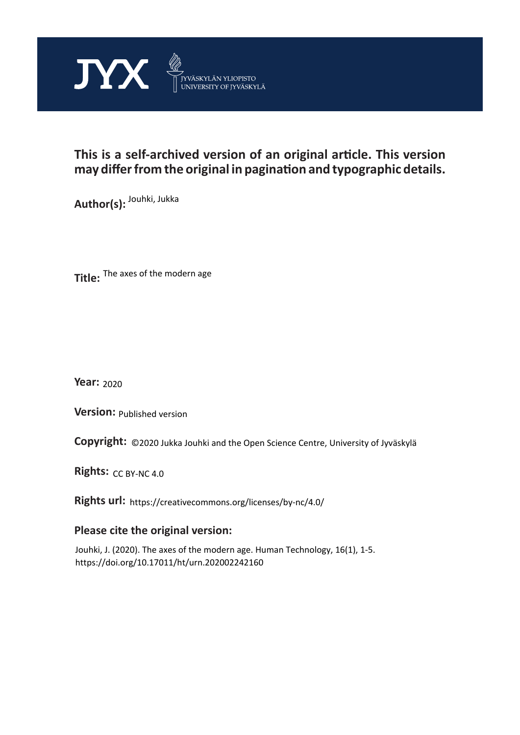JYX

JYVÄSKYLÄN YLIOPISTO
UNIVERSITY OF JYVÄSKYLÄ

## This is a self-archived version of an original article. This version may differ from the original in pagination and typographic details.

**Author(s):** Jouhki, Jukka

**Title:** The axes of the modern age

**Year:** 2020

**Version:** Published version

**Copyright:** ©2020 Jukka Jouhki and the Open Science Centre, University of Jyväskylä

**Rights:** CC BY-NC 4.0

**Rights url:** https://creativecommons.org/licenses/by-nc/4.0/

### Please cite the original version:

Jouhki, J. (2020). The axes of the modern age. Human Technology, 16(1), 1-5. https://doi.org/10.17011/ht/urn.202002242160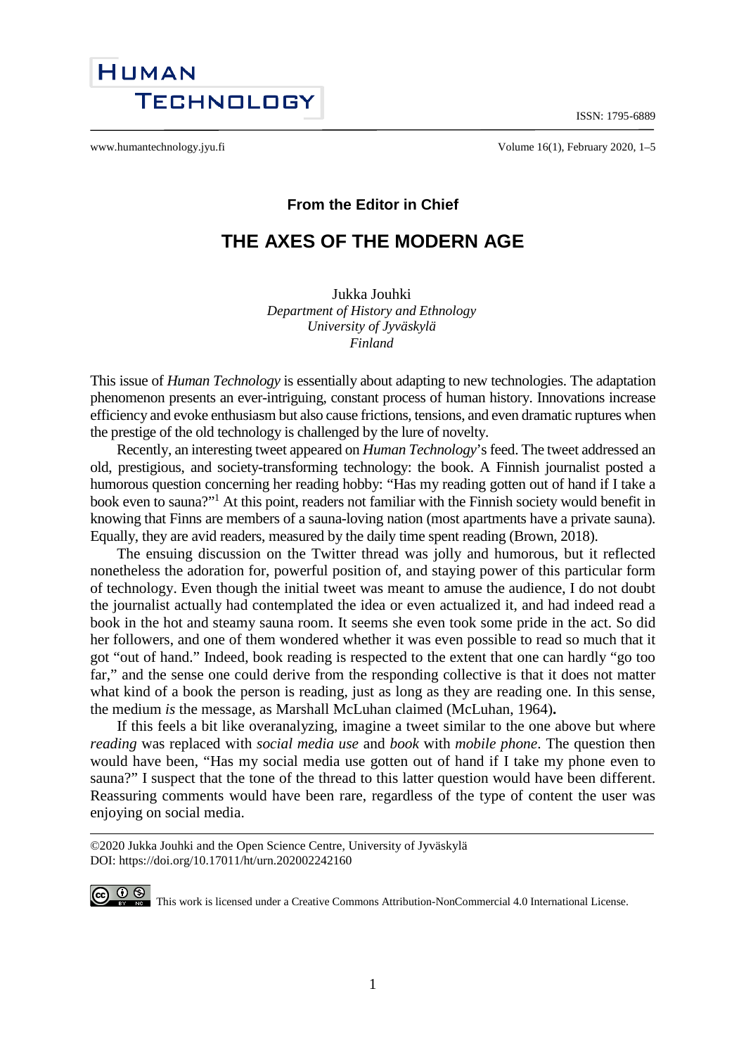From the Editor in Chief

# THE AXES OF THE MODERN AGE

Jukka Jouhki
*Department of History and Ethnology*
*University of Jyväskylä*
*Finland*

This issue of *Human Technology* is essentially about adapting to new technologies. The adaptation phenomenon presents an ever-intriguing, constant process of human history. Innovations increase efficiency and evoke enthusiasm but also cause frictions, tensions, and even dramatic ruptures when the prestige of the old technology is challenged by the lure of novelty.

Recently, an interesting tweet appeared on *Human Technology*'s feed. The tweet addressed an old, prestigious, and society-transforming technology: the book. A Finnish journalist posted a humorous question concerning her reading hobby: "Has my reading gotten out of hand if I take a book even to sauna?"[1] At this point, readers not familiar with the Finnish society would benefit in knowing that Finns are members of a sauna-loving nation (most apartments have a private sauna). Equally, they are avid readers, measured by the daily time spent reading (Brown, 2018).

The ensuing discussion on the Twitter thread was jolly and humorous, but it reflected nonetheless the adoration for, powerful position of, and staying power of this particular form of technology. Even though the initial tweet was meant to amuse the audience, I do not doubt the journalist actually had contemplated the idea or even actualized it, and had indeed read a book in the hot and steamy sauna room. It seems she even took some pride in the act. So did her followers, and one of them wondered whether it was even possible to read so much that it got "out of hand." Indeed, book reading is respected to the extent that one can hardly "go too far," and the sense one could derive from the responding collective is that it does not matter what kind of a book the person is reading, just as long as they are reading one. In this sense, the medium *is* the message, as Marshall McLuhan claimed (McLuhan, 1964)**.**

If this feels a bit like overanalyzing, imagine a tweet similar to the one above but where *reading* was replaced with *social media use* and *book* with *mobile phone*. The question then would have been, "Has my social media use gotten out of hand if I take my phone even to sauna?" I suspect that the tone of the thread to this latter question would have been different. Reassuring comments would have been rare, regardless of the type of content the user was enjoying on social media.

---

©2020 Jukka Jouhki and the Open Science Centre, University of Jyväskylä
DOI: https://doi.org/10.17011/ht/urn.202002242160

This work is licensed under a Creative Commons Attribution-NonCommercial 4.0 International License.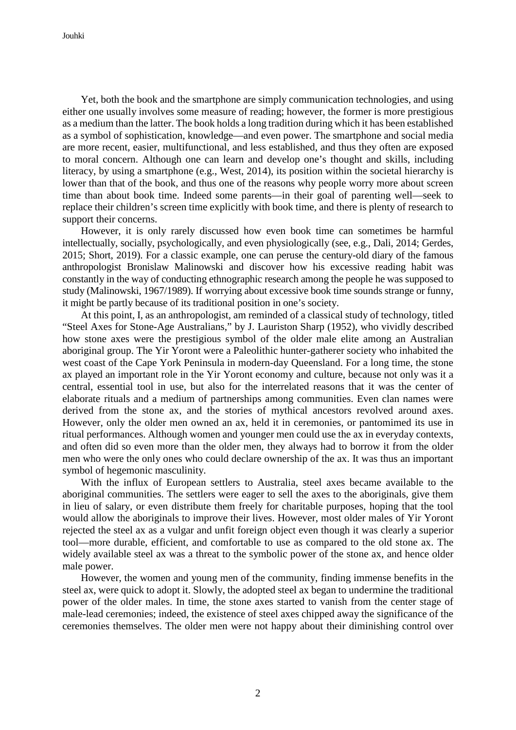Yet, both the book and the smartphone are simply communication technologies, and using either one usually involves some measure of reading; however, the former is more prestigious as a medium than the latter. The book holds a long tradition during which it has been established as a symbol of sophistication, knowledge—and even power. The smartphone and social media are more recent, easier, multifunctional, and less established, and thus they often are exposed to moral concern. Although one can learn and develop one's thought and skills, including literacy, by using a smartphone (e.g., West, 2014), its position within the societal hierarchy is lower than that of the book, and thus one of the reasons why people worry more about screen time than about book time. Indeed some parents—in their goal of parenting well—seek to replace their children's screen time explicitly with book time, and there is plenty of research to support their concerns.

However, it is only rarely discussed how even book time can sometimes be harmful intellectually, socially, psychologically, and even physiologically (see, e.g., Dali, 2014; Gerdes, 2015; Short, 2019). For a classic example, one can peruse the century-old diary of the famous anthropologist Bronislaw Malinowski and discover how his excessive reading habit was constantly in the way of conducting ethnographic research among the people he was supposed to study (Malinowski, 1967/1989). If worrying about excessive book time sounds strange or funny, it might be partly because of its traditional position in one's society.

At this point, I, as an anthropologist, am reminded of a classical study of technology, titled "Steel Axes for Stone-Age Australians," by J. Lauriston Sharp (1952), who vividly described how stone axes were the prestigious symbol of the older male elite among an Australian aboriginal group. The Yir Yoront were a Paleolithic hunter-gatherer society who inhabited the west coast of the Cape York Peninsula in modern-day Queensland. For a long time, the stone ax played an important role in the Yir Yoront economy and culture, because not only was it a central, essential tool in use, but also for the interrelated reasons that it was the center of elaborate rituals and a medium of partnerships among communities. Even clan names were derived from the stone ax, and the stories of mythical ancestors revolved around axes. However, only the older men owned an ax, held it in ceremonies, or pantomimed its use in ritual performances. Although women and younger men could use the ax in everyday contexts, and often did so even more than the older men, they always had to borrow it from the older men who were the only ones who could declare ownership of the ax. It was thus an important symbol of hegemonic masculinity.

With the influx of European settlers to Australia, steel axes became available to the aboriginal communities. The settlers were eager to sell the axes to the aboriginals, give them in lieu of salary, or even distribute them freely for charitable purposes, hoping that the tool would allow the aboriginals to improve their lives. However, most older males of Yir Yoront rejected the steel ax as a vulgar and unfit foreign object even though it was clearly a superior tool—more durable, efficient, and comfortable to use as compared to the old stone ax. The widely available steel ax was a threat to the symbolic power of the stone ax, and hence older male power.

However, the women and young men of the community, finding immense benefits in the steel ax, were quick to adopt it. Slowly, the adopted steel ax began to undermine the traditional power of the older males. In time, the stone axes started to vanish from the center stage of male-lead ceremonies; indeed, the existence of steel axes chipped away the significance of the ceremonies themselves. The older men were not happy about their diminishing control over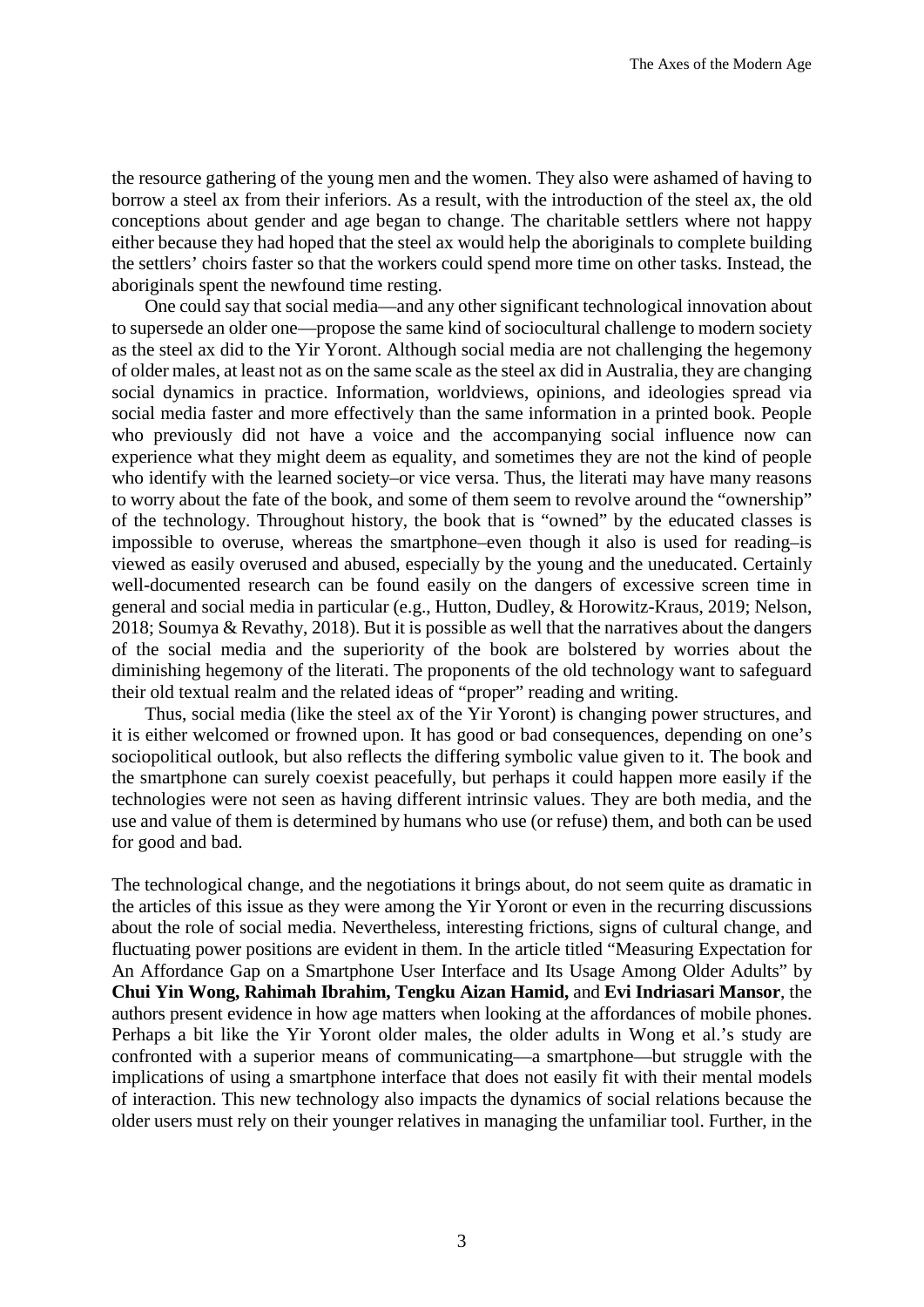the resource gathering of the young men and the women. They also were ashamed of having to borrow a steel ax from their inferiors. As a result, with the introduction of the steel ax, the old conceptions about gender and age began to change. The charitable settlers where not happy either because they had hoped that the steel ax would help the aboriginals to complete building the settlers' choirs faster so that the workers could spend more time on other tasks. Instead, the aboriginals spent the newfound time resting.

One could say that social media—and any other significant technological innovation about to supersede an older one—propose the same kind of sociocultural challenge to modern society as the steel ax did to the Yir Yoront. Although social media are not challenging the hegemony of older males, at least not as on the same scale as the steel ax did in Australia, they are changing social dynamics in practice. Information, worldviews, opinions, and ideologies spread via social media faster and more effectively than the same information in a printed book. People who previously did not have a voice and the accompanying social influence now can experience what they might deem as equality, and sometimes they are not the kind of people who identify with the learned society–or vice versa. Thus, the literati may have many reasons to worry about the fate of the book, and some of them seem to revolve around the "ownership" of the technology. Throughout history, the book that is "owned" by the educated classes is impossible to overuse, whereas the smartphone–even though it also is used for reading–is viewed as easily overused and abused, especially by the young and the uneducated. Certainly well-documented research can be found easily on the dangers of excessive screen time in general and social media in particular (e.g., Hutton, Dudley, & Horowitz-Kraus, 2019; Nelson, 2018; Soumya & Revathy, 2018). But it is possible as well that the narratives about the dangers of the social media and the superiority of the book are bolstered by worries about the diminishing hegemony of the literati. The proponents of the old technology want to safeguard their old textual realm and the related ideas of "proper" reading and writing.

Thus, social media (like the steel ax of the Yir Yoront) is changing power structures, and it is either welcomed or frowned upon. It has good or bad consequences, depending on one's sociopolitical outlook, but also reflects the differing symbolic value given to it. The book and the smartphone can surely coexist peacefully, but perhaps it could happen more easily if the technologies were not seen as having different intrinsic values. They are both media, and the use and value of them is determined by humans who use (or refuse) them, and both can be used for good and bad.

The technological change, and the negotiations it brings about, do not seem quite as dramatic in the articles of this issue as they were among the Yir Yoront or even in the recurring discussions about the role of social media. Nevertheless, interesting frictions, signs of cultural change, and fluctuating power positions are evident in them. In the article titled "Measuring Expectation for An Affordance Gap on a Smartphone User Interface and Its Usage Among Older Adults" by **Chui Yin Wong, Rahimah Ibrahim, Tengku Aizan Hamid,** and **Evi Indriasari Mansor**, the authors present evidence in how age matters when looking at the affordances of mobile phones. Perhaps a bit like the Yir Yoront older males, the older adults in Wong et al.'s study are confronted with a superior means of communicating—a smartphone—but struggle with the implications of using a smartphone interface that does not easily fit with their mental models of interaction. This new technology also impacts the dynamics of social relations because the older users must rely on their younger relatives in managing the unfamiliar tool. Further, in the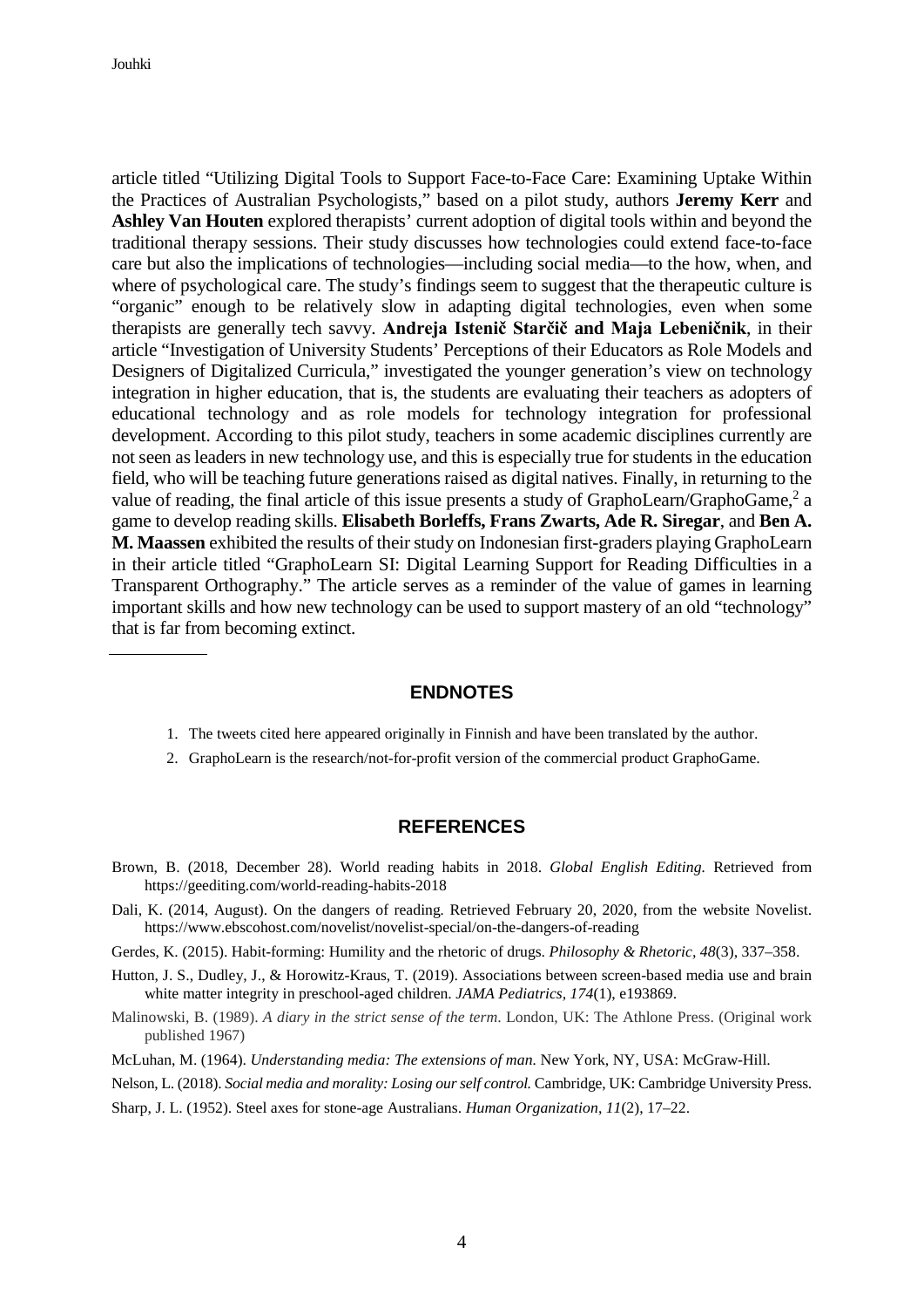article titled "Utilizing Digital Tools to Support Face-to-Face Care: Examining Uptake Within the Practices of Australian Psychologists," based on a pilot study, authors **Jeremy Kerr** and **Ashley Van Houten** explored therapists' current adoption of digital tools within and beyond the traditional therapy sessions. Their study discusses how technologies could extend face-to-face care but also the implications of technologies—including social media—to the how, when, and where of psychological care. The study's findings seem to suggest that the therapeutic culture is "organic" enough to be relatively slow in adapting digital technologies, even when some therapists are generally tech savvy. **Andreja Istenič Starčič and Maja Lebeničnik**, in their article "Investigation of University Students' Perceptions of their Educators as Role Models and Designers of Digitalized Curricula," investigated the younger generation's view on technology integration in higher education, that is, the students are evaluating their teachers as adopters of educational technology and as role models for technology integration for professional development. According to this pilot study, teachers in some academic disciplines currently are not seen as leaders in new technology use, and this is especially true for students in the education field, who will be teaching future generations raised as digital natives. Finally, in returning to the value of reading, the final article of this issue presents a study of GraphoLearn/GraphoGame,[2] a game to develop reading skills. **Elisabeth Borleffs, Frans Zwarts, Ade R. Siregar**, and **Ben A. M. Maassen** exhibited the results of their study on Indonesian first-graders playing GraphoLearn in their article titled "GraphoLearn SI: Digital Learning Support for Reading Difficulties in a Transparent Orthography." The article serves as a reminder of the value of games in learning important skills and how new technology can be used to support mastery of an old "technology" that is far from becoming extinct.

---

## ENDNOTES

1. The tweets cited here appeared originally in Finnish and have been translated by the author.
2. GraphoLearn is the research/not-for-profit version of the commercial product GraphoGame.

## REFERENCES

Brown, B. (2018, December 28). World reading habits in 2018. *Global English Editing.* Retrieved from https://geediting.com/world-reading-habits-2018

Dali, K. (2014, August). On the dangers of reading. Retrieved February 20, 2020, from the website Novelist. https://www.ebscohost.com/novelist/novelist-special/on-the-dangers-of-reading

Gerdes, K. (2015). Habit-forming: Humility and the rhetoric of drugs. *Philosophy & Rhetoric, 48*(3), 337–358.

Hutton, J. S., Dudley, J., & Horowitz-Kraus, T. (2019). Associations between screen-based media use and brain white matter integrity in preschool-aged children. *JAMA Pediatrics, 174*(1), e193869.

Malinowski, B. (1989). *A diary in the strict sense of the term.* London, UK: The Athlone Press. (Original work published 1967)

McLuhan, M. (1964). *Understanding media: The extensions of man.* New York, NY, USA: McGraw-Hill.

Nelson, L. (2018). *Social media and morality: Losing our self control.* Cambridge, UK: Cambridge University Press.

Sharp, J. L. (1952). Steel axes for stone-age Australians. *Human Organization, 11*(2), 17–22.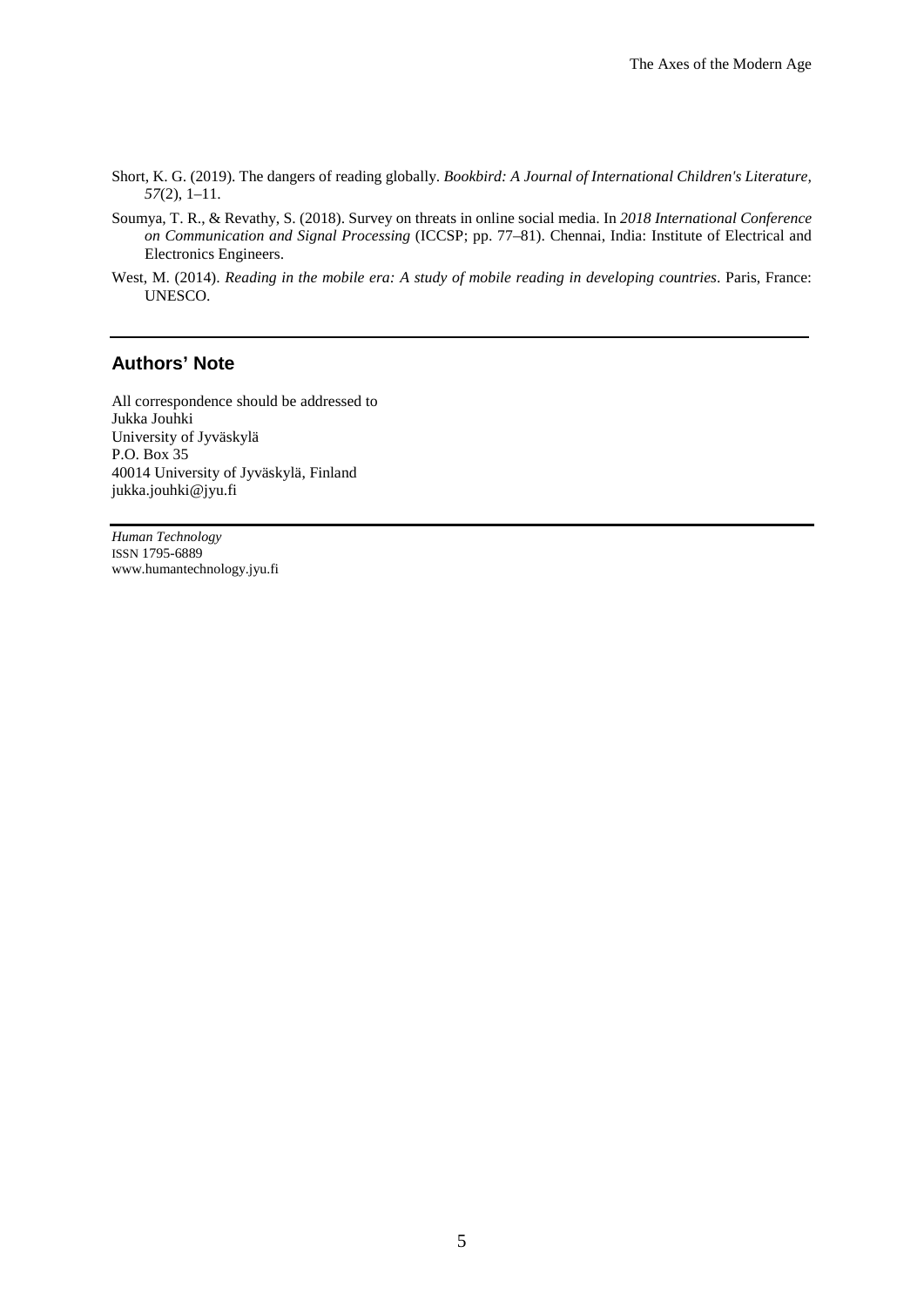Short, K. G. (2019). The dangers of reading globally. *Bookbird: A Journal of International Children's Literature, 57*(2), 1–11.

Soumya, T. R., & Revathy, S. (2018). Survey on threats in online social media. In *2018 International Conference on Communication and Signal Processing* (ICCSP; pp. 77–81). Chennai, India: Institute of Electrical and Electronics Engineers.

West, M. (2014). *Reading in the mobile era: A study of mobile reading in developing countries*. Paris, France: UNESCO.

## Authors' Note

All correspondence should be addressed to
Jukka Jouhki
University of Jyväskylä
P.O. Box 35
40014 University of Jyväskylä, Finland
jukka.jouhki@jyu.fi

*Human Technology*
ISSN 1795-6889
www.humantechnology.jyu.fi